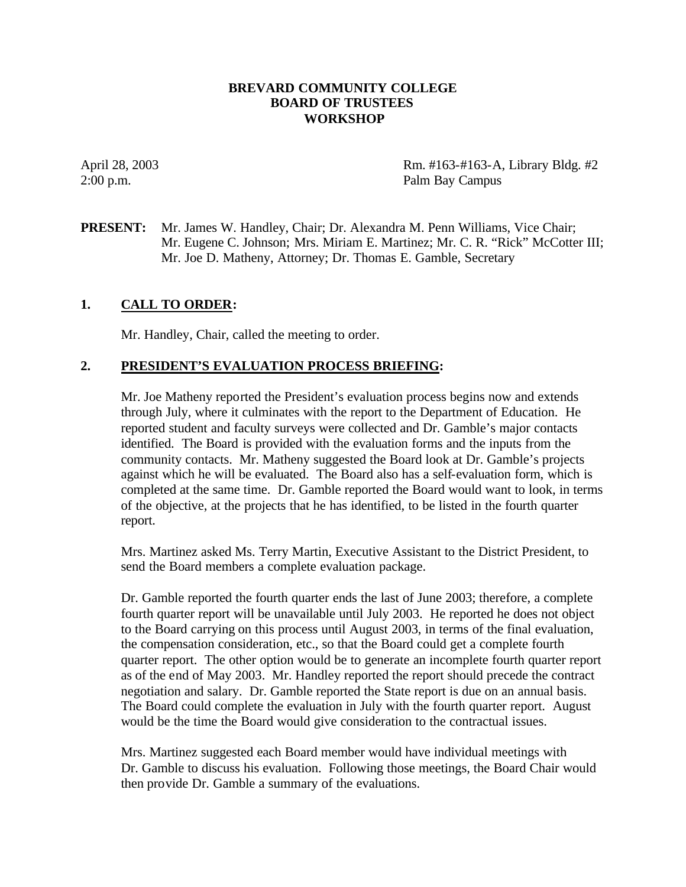# BREVARD COMMUNITY COLLEGE
# BOARD OF TRUSTEES
# WORKSHOP

April 28, 2003 Rm. #163-#163-A, Library Bldg. #2
2:00 p.m. Palm Bay Campus

**PRESENT:** Mr. James W. Handley, Chair; Dr. Alexandra M. Penn Williams, Vice Chair; Mr. Eugene C. Johnson; Mrs. Miriam E. Martinez; Mr. C. R. "Rick" McCotter III; Mr. Joe D. Matheny, Attorney; Dr. Thomas E. Gamble, Secretary

## 1. CALL TO ORDER:

Mr. Handley, Chair, called the meeting to order.

## 2. PRESIDENT'S EVALUATION PROCESS BRIEFING:

Mr. Joe Matheny reported the President's evaluation process begins now and extends through July, where it culminates with the report to the Department of Education. He reported student and faculty surveys were collected and Dr. Gamble's major contacts identified. The Board is provided with the evaluation forms and the inputs from the community contacts. Mr. Matheny suggested the Board look at Dr. Gamble's projects against which he will be evaluated. The Board also has a self-evaluation form, which is completed at the same time. Dr. Gamble reported the Board would want to look, in terms of the objective, at the projects that he has identified, to be listed in the fourth quarter report.

Mrs. Martinez asked Ms. Terry Martin, Executive Assistant to the District President, to send the Board members a complete evaluation package.

Dr. Gamble reported the fourth quarter ends the last of June 2003; therefore, a complete fourth quarter report will be unavailable until July 2003. He reported he does not object to the Board carrying on this process until August 2003, in terms of the final evaluation, the compensation consideration, etc., so that the Board could get a complete fourth quarter report. The other option would be to generate an incomplete fourth quarter report as of the end of May 2003. Mr. Handley reported the report should precede the contract negotiation and salary. Dr. Gamble reported the State report is due on an annual basis. The Board could complete the evaluation in July with the fourth quarter report. August would be the time the Board would give consideration to the contractual issues.

Mrs. Martinez suggested each Board member would have individual meetings with Dr. Gamble to discuss his evaluation. Following those meetings, the Board Chair would then provide Dr. Gamble a summary of the evaluations.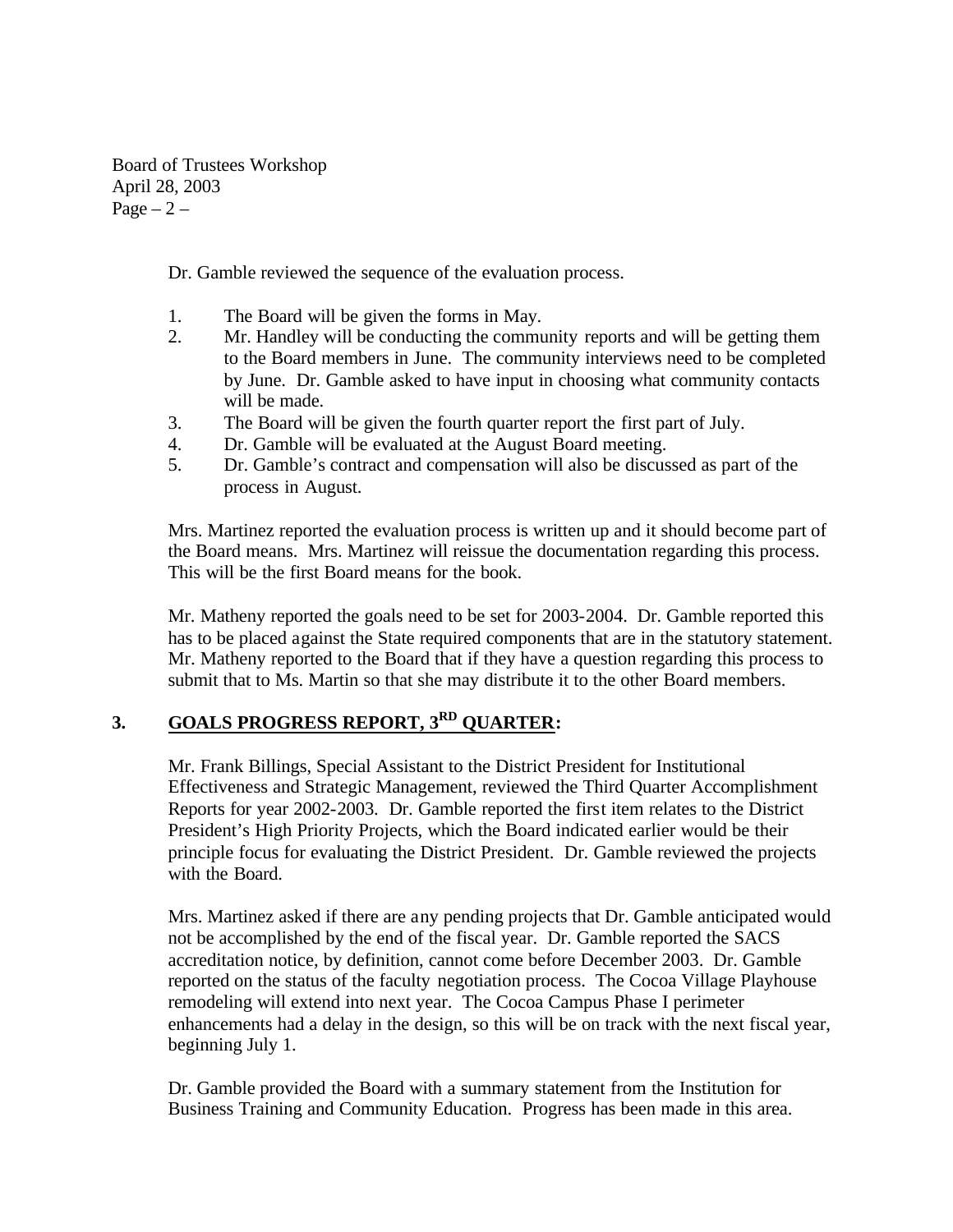Dr. Gamble reviewed the sequence of the evaluation process.

1. The Board will be given the forms in May.
2. Mr. Handley will be conducting the community reports and will be getting them to the Board members in June. The community interviews need to be completed by June. Dr. Gamble asked to have input in choosing what community contacts will be made.
3. The Board will be given the fourth quarter report the first part of July.
4. Dr. Gamble will be evaluated at the August Board meeting.
5. Dr. Gamble's contract and compensation will also be discussed as part of the process in August.

Mrs. Martinez reported the evaluation process is written up and it should become part of the Board means. Mrs. Martinez will reissue the documentation regarding this process. This will be the first Board means for the book.

Mr. Matheny reported the goals need to be set for 2003-2004. Dr. Gamble reported this has to be placed against the State required components that are in the statutory statement. Mr. Matheny reported to the Board that if they have a question regarding this process to submit that to Ms. Martin so that she may distribute it to the other Board members.

## 3. GOALS PROGRESS REPORT, 3RD QUARTER:

Mr. Frank Billings, Special Assistant to the District President for Institutional Effectiveness and Strategic Management, reviewed the Third Quarter Accomplishment Reports for year 2002-2003. Dr. Gamble reported the first item relates to the District President's High Priority Projects, which the Board indicated earlier would be their principle focus for evaluating the District President. Dr. Gamble reviewed the projects with the Board.

Mrs. Martinez asked if there are any pending projects that Dr. Gamble anticipated would not be accomplished by the end of the fiscal year. Dr. Gamble reported the SACS accreditation notice, by definition, cannot come before December 2003. Dr. Gamble reported on the status of the faculty negotiation process. The Cocoa Village Playhouse remodeling will extend into next year. The Cocoa Campus Phase I perimeter enhancements had a delay in the design, so this will be on track with the next fiscal year, beginning July 1.

Dr. Gamble provided the Board with a summary statement from the Institution for Business Training and Community Education. Progress has been made in this area.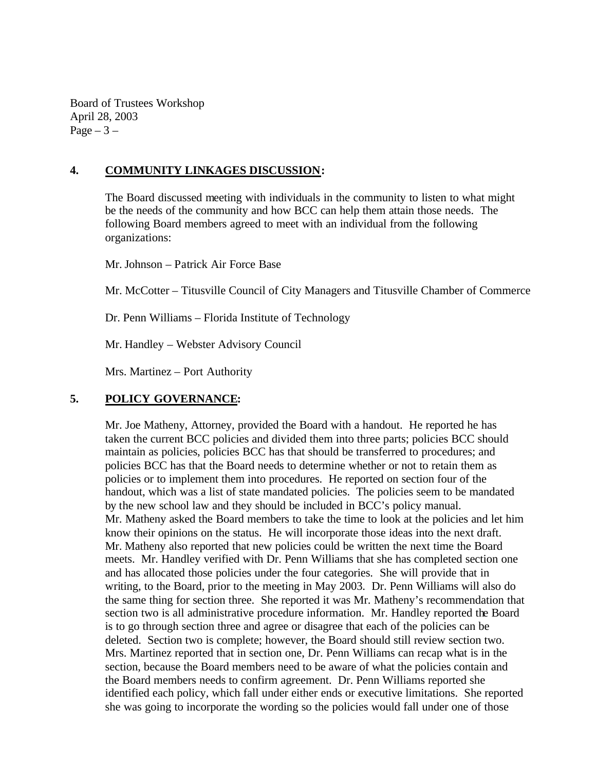## 4. COMMUNITY LINKAGES DISCUSSION:

The Board discussed meeting with individuals in the community to listen to what might be the needs of the community and how BCC can help them attain those needs. The following Board members agreed to meet with an individual from the following organizations:

Mr. Johnson – Patrick Air Force Base

Mr. McCotter – Titusville Council of City Managers and Titusville Chamber of Commerce

Dr. Penn Williams – Florida Institute of Technology

Mr. Handley – Webster Advisory Council

Mrs. Martinez – Port Authority

## 5. POLICY GOVERNANCE:

Mr. Joe Matheny, Attorney, provided the Board with a handout. He reported he has taken the current BCC policies and divided them into three parts; policies BCC should maintain as policies, policies BCC has that should be transferred to procedures; and policies BCC has that the Board needs to determine whether or not to retain them as policies or to implement them into procedures. He reported on section four of the handout, which was a list of state mandated policies. The policies seem to be mandated by the new school law and they should be included in BCC's policy manual. Mr. Matheny asked the Board members to take the time to look at the policies and let him know their opinions on the status. He will incorporate those ideas into the next draft. Mr. Matheny also reported that new policies could be written the next time the Board meets. Mr. Handley verified with Dr. Penn Williams that she has completed section one and has allocated those policies under the four categories. She will provide that in writing, to the Board, prior to the meeting in May 2003. Dr. Penn Williams will also do the same thing for section three. She reported it was Mr. Matheny's recommendation that section two is all administrative procedure information. Mr. Handley reported the Board is to go through section three and agree or disagree that each of the policies can be deleted. Section two is complete; however, the Board should still review section two. Mrs. Martinez reported that in section one, Dr. Penn Williams can recap what is in the section, because the Board members need to be aware of what the policies contain and the Board members needs to confirm agreement. Dr. Penn Williams reported she identified each policy, which fall under either ends or executive limitations. She reported she was going to incorporate the wording so the policies would fall under one of those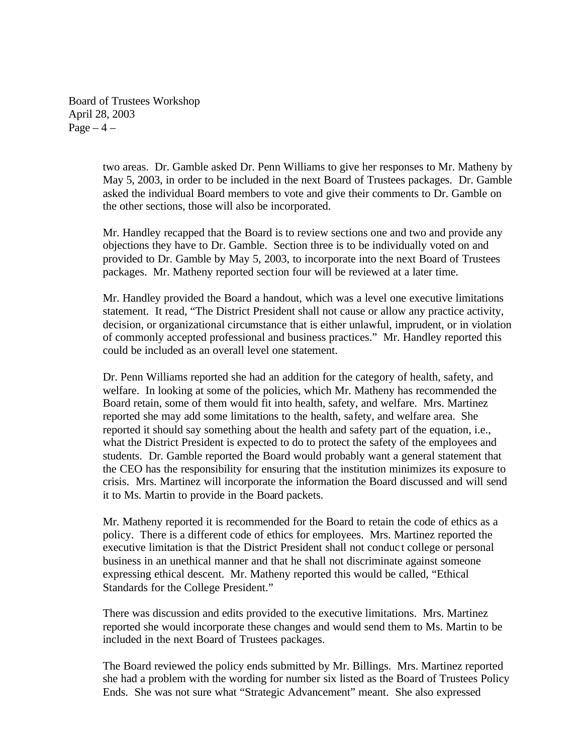two areas. Dr. Gamble asked Dr. Penn Williams to give her responses to Mr. Matheny by May 5, 2003, in order to be included in the next Board of Trustees packages. Dr. Gamble asked the individual Board members to vote and give their comments to Dr. Gamble on the other sections, those will also be incorporated.

Mr. Handley recapped that the Board is to review sections one and two and provide any objections they have to Dr. Gamble. Section three is to be individually voted on and provided to Dr. Gamble by May 5, 2003, to incorporate into the next Board of Trustees packages. Mr. Matheny reported section four will be reviewed at a later time.

Mr. Handley provided the Board a handout, which was a level one executive limitations statement. It read, "The District President shall not cause or allow any practice activity, decision, or organizational circumstance that is either unlawful, imprudent, or in violation of commonly accepted professional and business practices." Mr. Handley reported this could be included as an overall level one statement.

Dr. Penn Williams reported she had an addition for the category of health, safety, and welfare. In looking at some of the policies, which Mr. Matheny has recommended the Board retain, some of them would fit into health, safety, and welfare. Mrs. Martinez reported she may add some limitations to the health, safety, and welfare area. She reported it should say something about the health and safety part of the equation, i.e., what the District President is expected to do to protect the safety of the employees and students. Dr. Gamble reported the Board would probably want a general statement that the CEO has the responsibility for ensuring that the institution minimizes its exposure to crisis. Mrs. Martinez will incorporate the information the Board discussed and will send it to Ms. Martin to provide in the Board packets.

Mr. Matheny reported it is recommended for the Board to retain the code of ethics as a policy. There is a different code of ethics for employees. Mrs. Martinez reported the executive limitation is that the District President shall not conduct college or personal business in an unethical manner and that he shall not discriminate against someone expressing ethical descent. Mr. Matheny reported this would be called, "Ethical Standards for the College President."

There was discussion and edits provided to the executive limitations. Mrs. Martinez reported she would incorporate these changes and would send them to Ms. Martin to be included in the next Board of Trustees packages.

The Board reviewed the policy ends submitted by Mr. Billings. Mrs. Martinez reported she had a problem with the wording for number six listed as the Board of Trustees Policy Ends. She was not sure what "Strategic Advancement" meant. She also expressed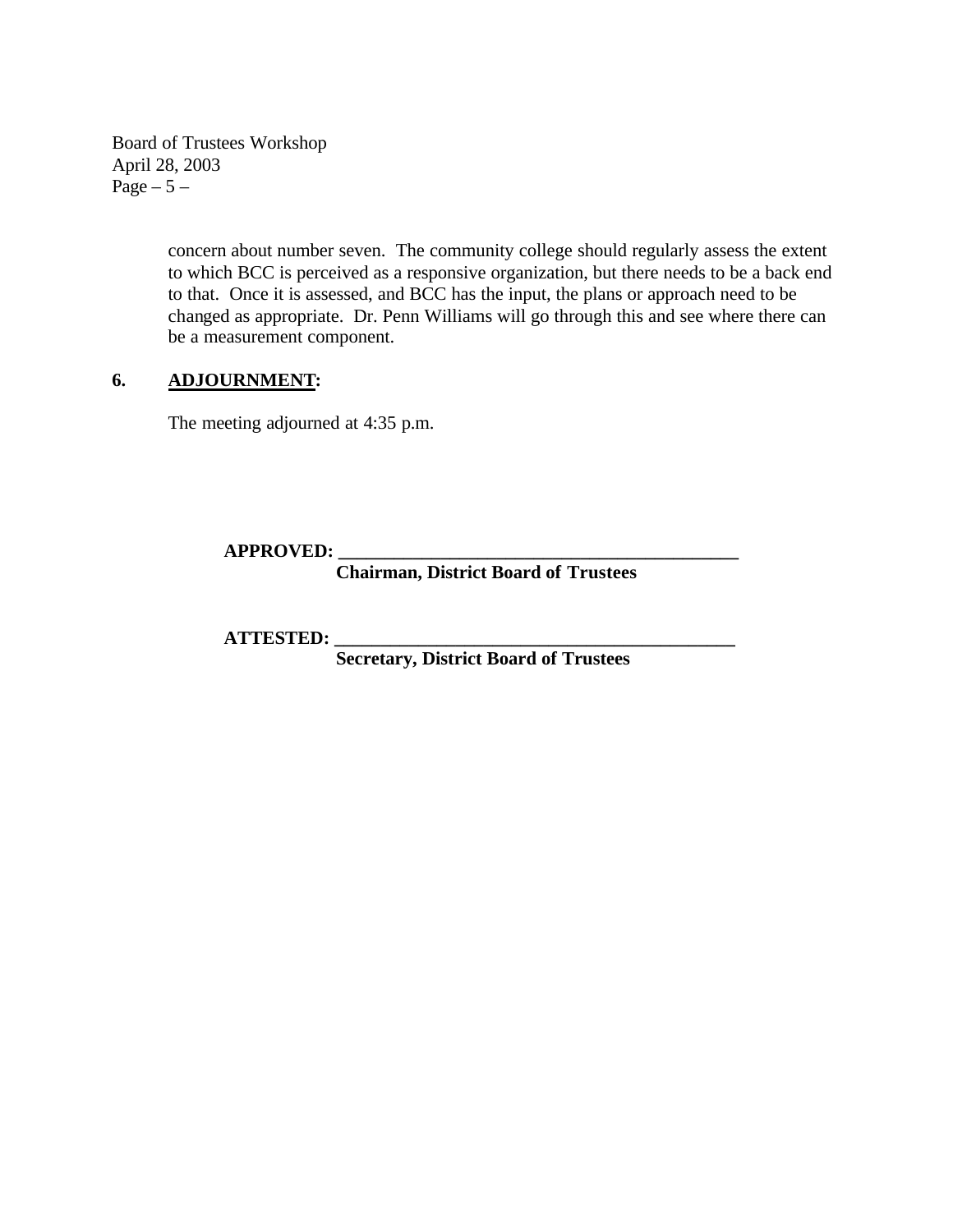concern about number seven. The community college should regularly assess the extent to which BCC is perceived as a responsive organization, but there needs to be a back end to that. Once it is assessed, and BCC has the input, the plans or approach need to be changed as appropriate. Dr. Penn Williams will go through this and see where there can be a measurement component.

## 6. **ADJOURNMENT:**

The meeting adjourned at 4:35 p.m.

**APPROVED: ____________________________________________**
**Chairman, District Board of Trustees**

**ATTESTED: ____________________________________________**
**Secretary, District Board of Trustees**